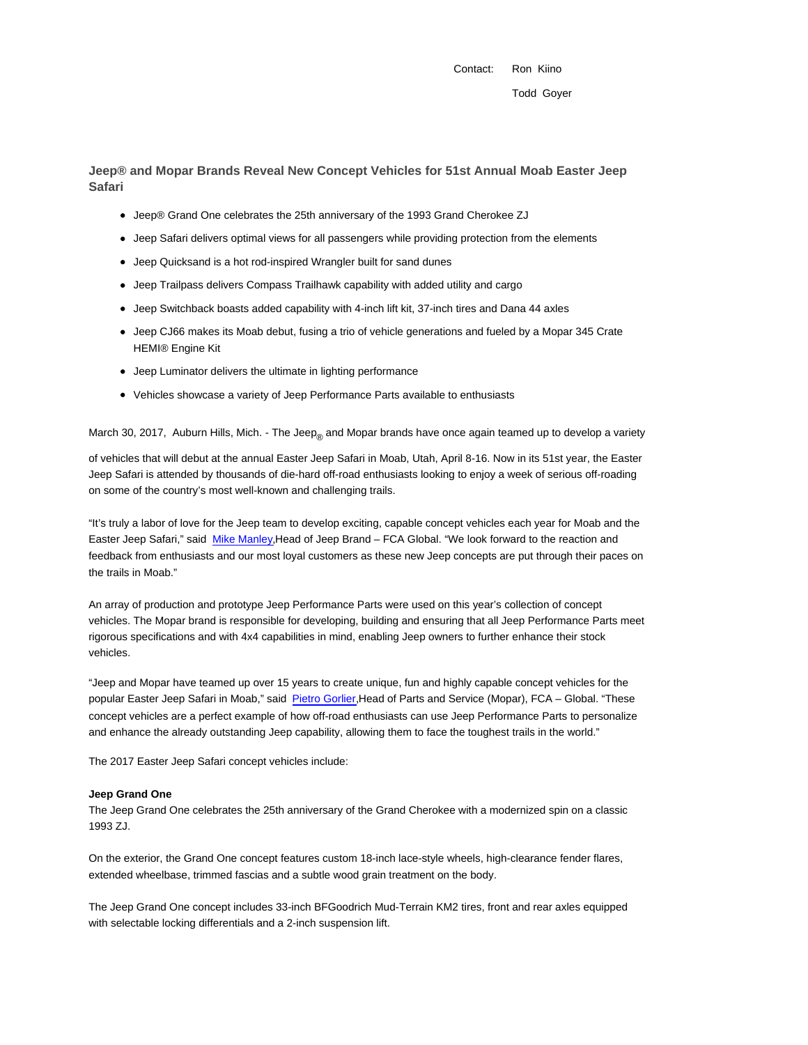Contact: Ron Kiino

Todd Goyer

## Jeep® and Mopar Brands Reveal New Concept Vehicles for 51st Annual Moab Easter Jeep Safari

- Jeep® Grand One celebrates the 25th anniversary of the 1993 Grand Cherokee ZJ
- Jeep Safari delivers optimal views for all passengers while providing protection from the elements
- Jeep Quicksand is a hot rod-inspired Wrangler built for sand dunes
- Jeep Trailpass delivers Compass Trailhawk capability with added utility and cargo
- Jeep Switchback boasts added capability with 4-inch lift kit, 37-inch tires and Dana 44 axles
- Jeep CJ66 makes its Moab debut, fusing a trio of vehicle generations and fueled by a Mopar 345 Crate HEMI® Engine Kit
- Jeep Luminator delivers the ultimate in lighting performance
- Vehicles showcase a variety of Jeep Performance Parts available to enthusiasts

March 30, 2017, Auburn Hills, Mich. - The Jeep® and Mopar brands have once again teamed up to develop a variety of vehicles that will debut at the annual Easter Jeep Safari in Moab, Utah, April 8-16. Now in its 51st year, the Easter Jeep Safari is attended by thousands of die-hard off-road enthusiasts looking to enjoy a week of serious off-roading on some of the country's most well-known and challenging trails.

"It's truly a labor of love for the Jeep team to develop exciting, capable concept vehicles each year for Moab and the Easter Jeep Safari," said Mike Manley, Head of Jeep Brand – FCA Global. "We look forward to the reaction and feedback from enthusiasts and our most loyal customers as these new Jeep concepts are put through their paces on the trails in Moab."

An array of production and prototype Jeep Performance Parts were used on this year's collection of concept vehicles. The Mopar brand is responsible for developing, building and ensuring that all Jeep Performance Parts meet rigorous specifications and with 4x4 capabilities in mind, enabling Jeep owners to further enhance their stock vehicles.

"Jeep and Mopar have teamed up over 15 years to create unique, fun and highly capable concept vehicles for the popular Easter Jeep Safari in Moab," said Pietro Gorlier, Head of Parts and Service (Mopar), FCA – Global. "These concept vehicles are a perfect example of how off-road enthusiasts can use Jeep Performance Parts to personalize and enhance the already outstanding Jeep capability, allowing them to face the toughest trails in the world."

The 2017 Easter Jeep Safari concept vehicles include:

**Jeep Grand One**

The Jeep Grand One celebrates the 25th anniversary of the Grand Cherokee with a modernized spin on a classic 1993 ZJ.

On the exterior, the Grand One concept features custom 18-inch lace-style wheels, high-clearance fender flares, extended wheelbase, trimmed fascias and a subtle wood grain treatment on the body.

The Jeep Grand One concept includes 33-inch BFGoodrich Mud-Terrain KM2 tires, front and rear axles equipped with selectable locking differentials and a 2-inch suspension lift.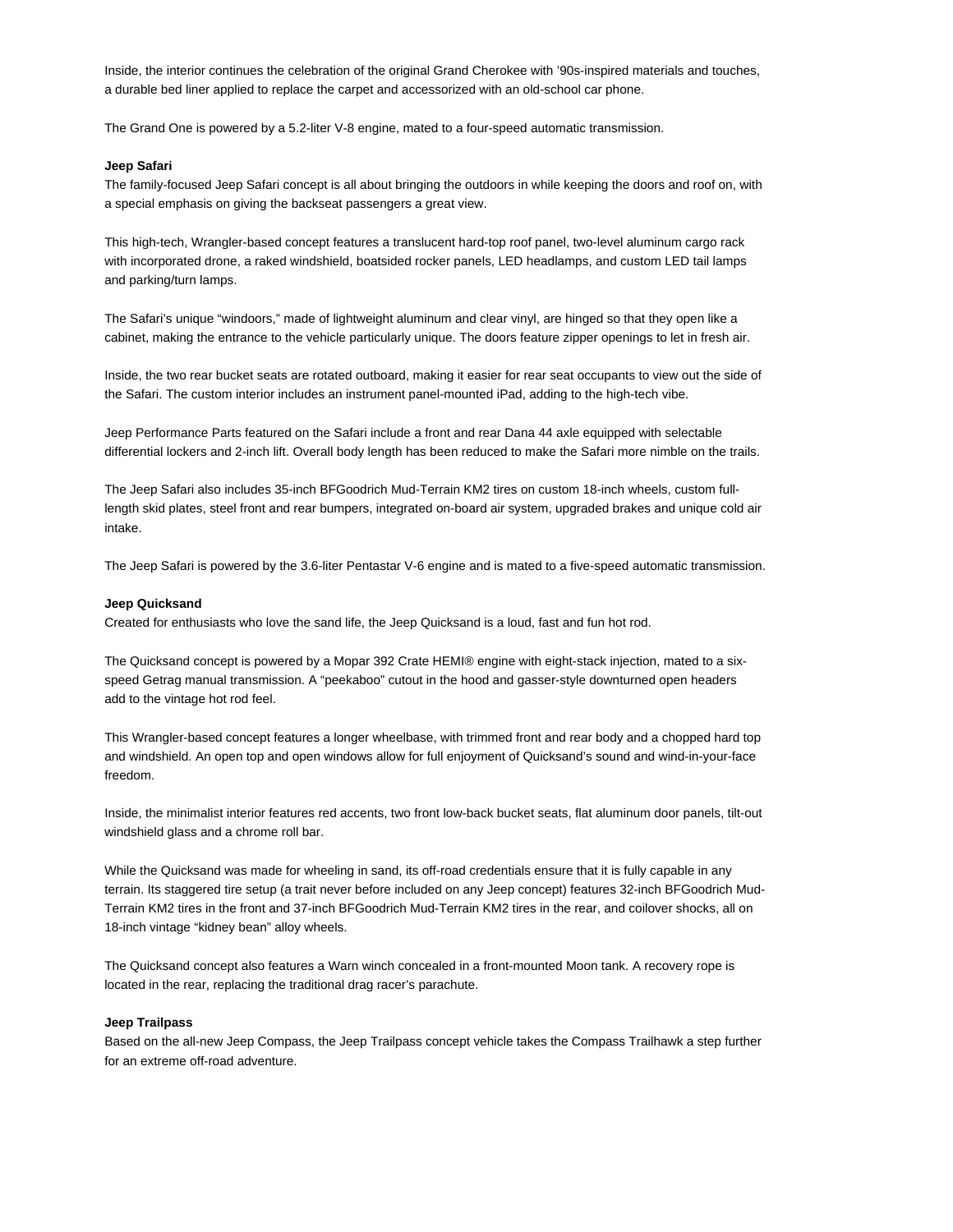Inside, the interior continues the celebration of the original Grand Cherokee with '90s-inspired materials and touches, a durable bed liner applied to replace the carpet and accessorized with an old-school car phone.

The Grand One is powered by a 5.2-liter V-8 engine, mated to a four-speed automatic transmission.

**Jeep Safari**

The family-focused Jeep Safari concept is all about bringing the outdoors in while keeping the doors and roof on, with a special emphasis on giving the backseat passengers a great view.

This high-tech, Wrangler-based concept features a translucent hard-top roof panel, two-level aluminum cargo rack with incorporated drone, a raked windshield, boatsided rocker panels, LED headlamps, and custom LED tail lamps and parking/turn lamps.

The Safari's unique "windoors," made of lightweight aluminum and clear vinyl, are hinged so that they open like a cabinet, making the entrance to the vehicle particularly unique. The doors feature zipper openings to let in fresh air.

Inside, the two rear bucket seats are rotated outboard, making it easier for rear seat occupants to view out the side of the Safari. The custom interior includes an instrument panel-mounted iPad, adding to the high-tech vibe.

Jeep Performance Parts featured on the Safari include a front and rear Dana 44 axle equipped with selectable differential lockers and 2-inch lift. Overall body length has been reduced to make the Safari more nimble on the trails.

The Jeep Safari also includes 35-inch BFGoodrich Mud-Terrain KM2 tires on custom 18-inch wheels, custom full-length skid plates, steel front and rear bumpers, integrated on-board air system, upgraded brakes and unique cold air intake.

The Jeep Safari is powered by the 3.6-liter Pentastar V-6 engine and is mated to a five-speed automatic transmission.

**Jeep Quicksand**

Created for enthusiasts who love the sand life, the Jeep Quicksand is a loud, fast and fun hot rod.

The Quicksand concept is powered by a Mopar 392 Crate HEMI® engine with eight-stack injection, mated to a six-speed Getrag manual transmission. A "peekaboo" cutout in the hood and gasser-style downturned open headers add to the vintage hot rod feel.

This Wrangler-based concept features a longer wheelbase, with trimmed front and rear body and a chopped hard top and windshield. An open top and open windows allow for full enjoyment of Quicksand's sound and wind-in-your-face freedom.

Inside, the minimalist interior features red accents, two front low-back bucket seats, flat aluminum door panels, tilt-out windshield glass and a chrome roll bar.

While the Quicksand was made for wheeling in sand, its off-road credentials ensure that it is fully capable in any terrain. Its staggered tire setup (a trait never before included on any Jeep concept) features 32-inch BFGoodrich Mud-Terrain KM2 tires in the front and 37-inch BFGoodrich Mud-Terrain KM2 tires in the rear, and coilover shocks, all on 18-inch vintage "kidney bean" alloy wheels.

The Quicksand concept also features a Warn winch concealed in a front-mounted Moon tank. A recovery rope is located in the rear, replacing the traditional drag racer's parachute.

**Jeep Trailpass**

Based on the all-new Jeep Compass, the Jeep Trailpass concept vehicle takes the Compass Trailhawk a step further for an extreme off-road adventure.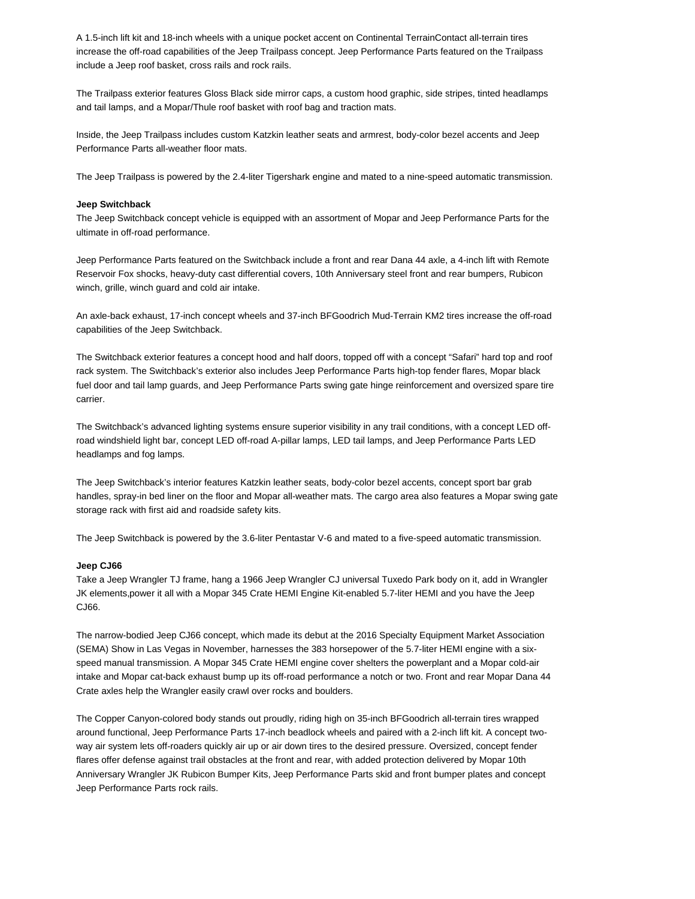A 1.5-inch lift kit and 18-inch wheels with a unique pocket accent on Continental TerrainContact all-terrain tires increase the off-road capabilities of the Jeep Trailpass concept. Jeep Performance Parts featured on the Trailpass include a Jeep roof basket, cross rails and rock rails.

The Trailpass exterior features Gloss Black side mirror caps, a custom hood graphic, side stripes, tinted headlamps and tail lamps, and a Mopar/Thule roof basket with roof bag and traction mats.

Inside, the Jeep Trailpass includes custom Katzkin leather seats and armrest, body-color bezel accents and Jeep Performance Parts all-weather floor mats.

The Jeep Trailpass is powered by the 2.4-liter Tigershark engine and mated to a nine-speed automatic transmission.

**Jeep Switchback**

The Jeep Switchback concept vehicle is equipped with an assortment of Mopar and Jeep Performance Parts for the ultimate in off-road performance.

Jeep Performance Parts featured on the Switchback include a front and rear Dana 44 axle, a 4-inch lift with Remote Reservoir Fox shocks, heavy-duty cast differential covers, 10th Anniversary steel front and rear bumpers, Rubicon winch, grille, winch guard and cold air intake.

An axle-back exhaust, 17-inch concept wheels and 37-inch BFGoodrich Mud-Terrain KM2 tires increase the off-road capabilities of the Jeep Switchback.

The Switchback exterior features a concept hood and half doors, topped off with a concept "Safari" hard top and roof rack system. The Switchback's exterior also includes Jeep Performance Parts high-top fender flares, Mopar black fuel door and tail lamp guards, and Jeep Performance Parts swing gate hinge reinforcement and oversized spare tire carrier.

The Switchback's advanced lighting systems ensure superior visibility in any trail conditions, with a concept LED off-road windshield light bar, concept LED off-road A-pillar lamps, LED tail lamps, and Jeep Performance Parts LED headlamps and fog lamps.

The Jeep Switchback's interior features Katzkin leather seats, body-color bezel accents, concept sport bar grab handles, spray-in bed liner on the floor and Mopar all-weather mats. The cargo area also features a Mopar swing gate storage rack with first aid and roadside safety kits.

The Jeep Switchback is powered by the 3.6-liter Pentastar V-6 and mated to a five-speed automatic transmission.

**Jeep CJ66**

Take a Jeep Wrangler TJ frame, hang a 1966 Jeep Wrangler CJ universal Tuxedo Park body on it, add in Wrangler JK elements,power it all with a Mopar 345 Crate HEMI Engine Kit-enabled 5.7-liter HEMI and you have the Jeep CJ66.

The narrow-bodied Jeep CJ66 concept, which made its debut at the 2016 Specialty Equipment Market Association (SEMA) Show in Las Vegas in November, harnesses the 383 horsepower of the 5.7-liter HEMI engine with a six-speed manual transmission. A Mopar 345 Crate HEMI engine cover shelters the powerplant and a Mopar cold-air intake and Mopar cat-back exhaust bump up its off-road performance a notch or two. Front and rear Mopar Dana 44 Crate axles help the Wrangler easily crawl over rocks and boulders.

The Copper Canyon-colored body stands out proudly, riding high on 35-inch BFGoodrich all-terrain tires wrapped around functional, Jeep Performance Parts 17-inch beadlock wheels and paired with a 2-inch lift kit. A concept two-way air system lets off-roaders quickly air up or air down tires to the desired pressure. Oversized, concept fender flares offer defense against trail obstacles at the front and rear, with added protection delivered by Mopar 10th Anniversary Wrangler JK Rubicon Bumper Kits, Jeep Performance Parts skid and front bumper plates and concept Jeep Performance Parts rock rails.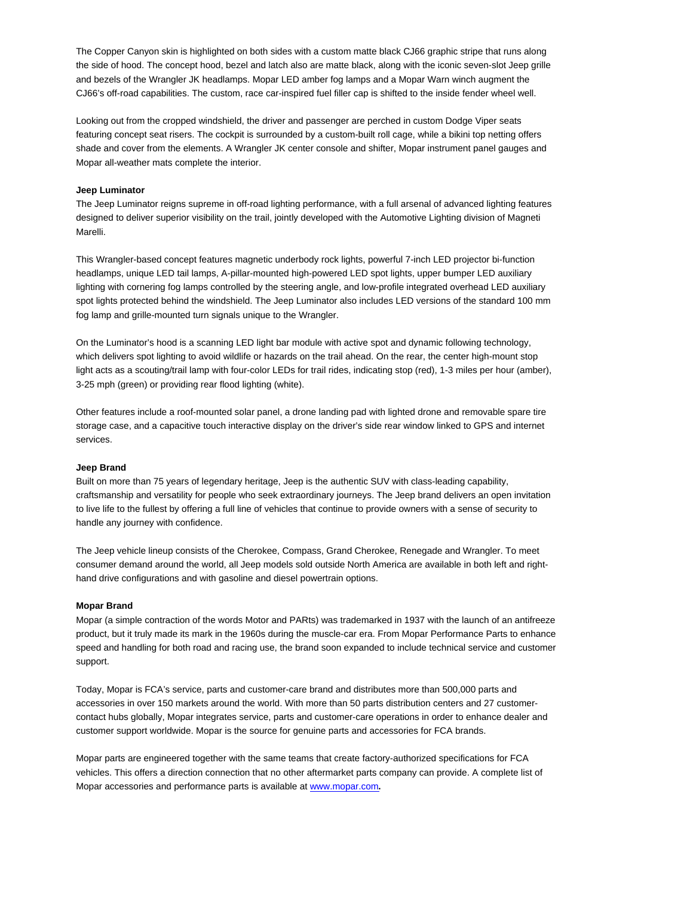The Copper Canyon skin is highlighted on both sides with a custom matte black CJ66 graphic stripe that runs along the side of hood. The concept hood, bezel and latch also are matte black, along with the iconic seven-slot Jeep grille and bezels of the Wrangler JK headlamps. Mopar LED amber fog lamps and a Mopar Warn winch augment the CJ66's off-road capabilities. The custom, race car-inspired fuel filler cap is shifted to the inside fender wheel well.

Looking out from the cropped windshield, the driver and passenger are perched in custom Dodge Viper seats featuring concept seat risers. The cockpit is surrounded by a custom-built roll cage, while a bikini top netting offers shade and cover from the elements. A Wrangler JK center console and shifter, Mopar instrument panel gauges and Mopar all-weather mats complete the interior.

**Jeep Luminator**

The Jeep Luminator reigns supreme in off-road lighting performance, with a full arsenal of advanced lighting features designed to deliver superior visibility on the trail, jointly developed with the Automotive Lighting division of Magneti Marelli.

This Wrangler-based concept features magnetic underbody rock lights, powerful 7-inch LED projector bi-function headlamps, unique LED tail lamps, A-pillar-mounted high-powered LED spot lights, upper bumper LED auxiliary lighting with cornering fog lamps controlled by the steering angle, and low-profile integrated overhead LED auxiliary spot lights protected behind the windshield. The Jeep Luminator also includes LED versions of the standard 100 mm fog lamp and grille-mounted turn signals unique to the Wrangler.

On the Luminator's hood is a scanning LED light bar module with active spot and dynamic following technology, which delivers spot lighting to avoid wildlife or hazards on the trail ahead. On the rear, the center high-mount stop light acts as a scouting/trail lamp with four-color LEDs for trail rides, indicating stop (red), 1-3 miles per hour (amber), 3-25 mph (green) or providing rear flood lighting (white).

Other features include a roof-mounted solar panel, a drone landing pad with lighted drone and removable spare tire storage case, and a capacitive touch interactive display on the driver's side rear window linked to GPS and internet services.

**Jeep Brand**

Built on more than 75 years of legendary heritage, Jeep is the authentic SUV with class-leading capability, craftsmanship and versatility for people who seek extraordinary journeys. The Jeep brand delivers an open invitation to live life to the fullest by offering a full line of vehicles that continue to provide owners with a sense of security to handle any journey with confidence.

The Jeep vehicle lineup consists of the Cherokee, Compass, Grand Cherokee, Renegade and Wrangler. To meet consumer demand around the world, all Jeep models sold outside North America are available in both left and right-hand drive configurations and with gasoline and diesel powertrain options.

**Mopar Brand**

Mopar (a simple contraction of the words Motor and PARts) was trademarked in 1937 with the launch of an antifreeze product, but it truly made its mark in the 1960s during the muscle-car era. From Mopar Performance Parts to enhance speed and handling for both road and racing use, the brand soon expanded to include technical service and customer support.

Today, Mopar is FCA's service, parts and customer-care brand and distributes more than 500,000 parts and accessories in over 150 markets around the world. With more than 50 parts distribution centers and 27 customer-contact hubs globally, Mopar integrates service, parts and customer-care operations in order to enhance dealer and customer support worldwide. Mopar is the source for genuine parts and accessories for FCA brands.

Mopar parts are engineered together with the same teams that create factory-authorized specifications for FCA vehicles. This offers a direction connection that no other aftermarket parts company can provide. A complete list of Mopar accessories and performance parts is available at [www.mopar.com](http://www.mopar.com)**.**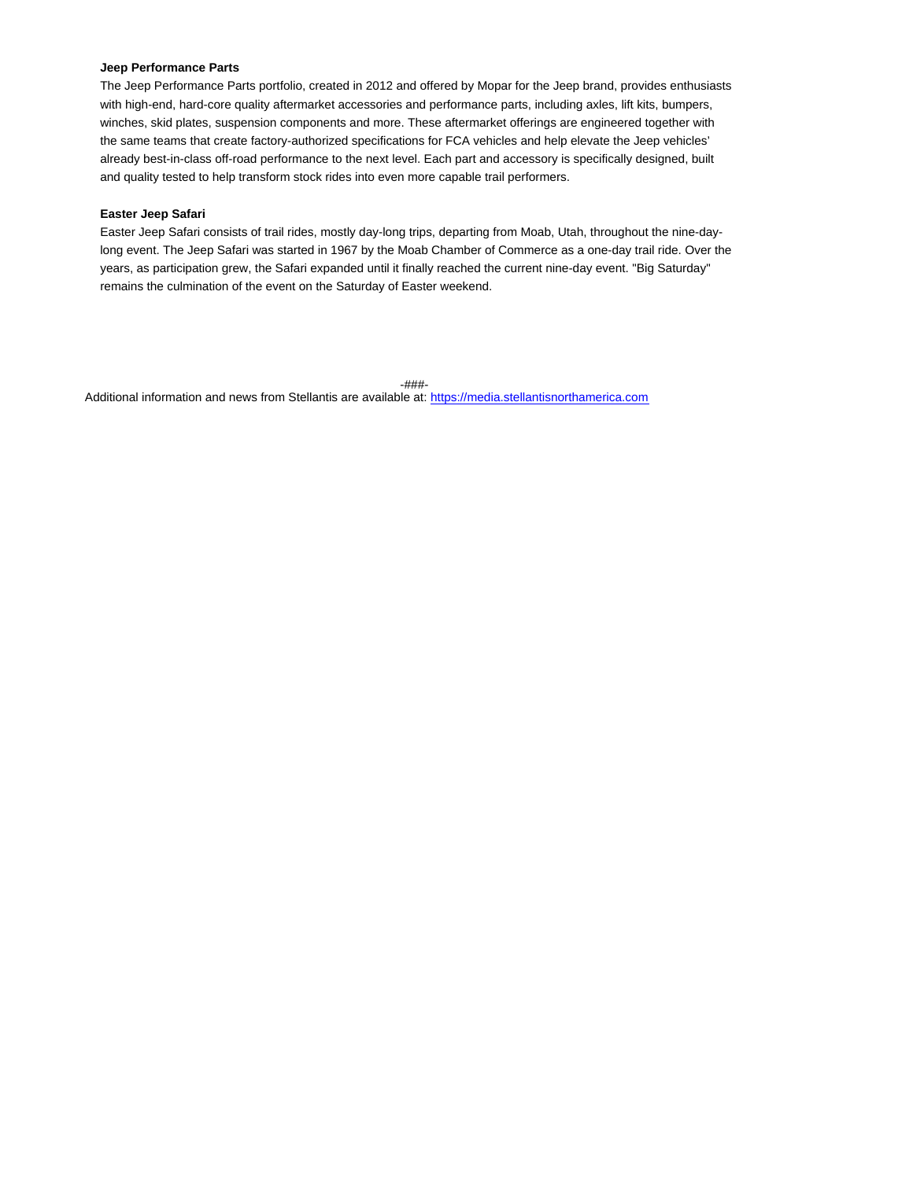**Jeep Performance Parts**

The Jeep Performance Parts portfolio, created in 2012 and offered by Mopar for the Jeep brand, provides enthusiasts with high-end, hard-core quality aftermarket accessories and performance parts, including axles, lift kits, bumpers, winches, skid plates, suspension components and more. These aftermarket offerings are engineered together with the same teams that create factory-authorized specifications for FCA vehicles and help elevate the Jeep vehicles' already best-in-class off-road performance to the next level. Each part and accessory is specifically designed, built and quality tested to help transform stock rides into even more capable trail performers.

**Easter Jeep Safari**

Easter Jeep Safari consists of trail rides, mostly day-long trips, departing from Moab, Utah, throughout the nine-day-long event. The Jeep Safari was started in 1967 by the Moab Chamber of Commerce as a one-day trail ride. Over the years, as participation grew, the Safari expanded until it finally reached the current nine-day event. "Big Saturday" remains the culmination of the event on the Saturday of Easter weekend.

-###-

Additional information and news from Stellantis are available at: https://media.stellantisnorthamerica.com